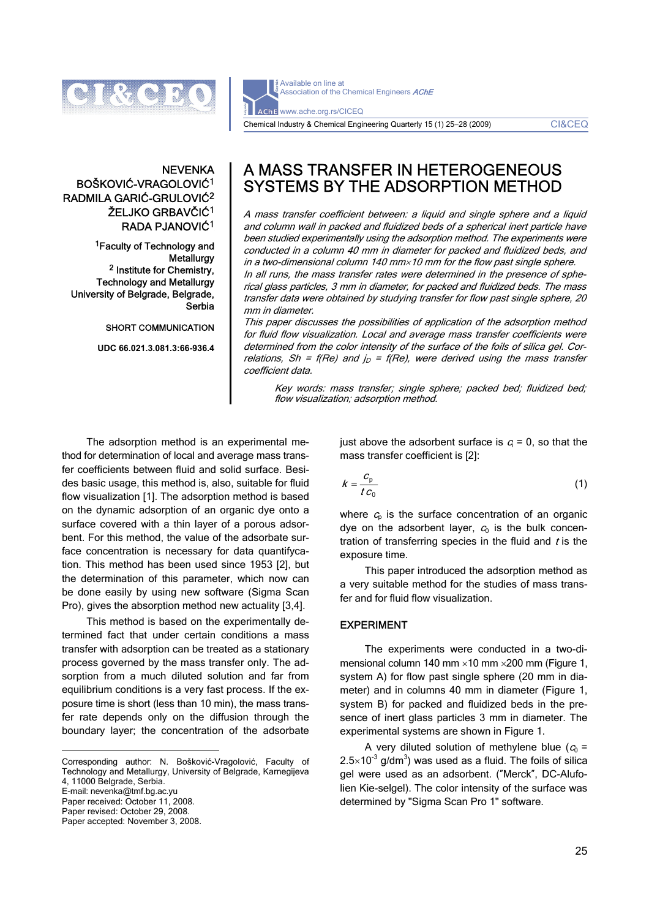# A MASS TRANSFER IN HETEROGENEOUS SYSTEMS BY THE ADSORPTION METHOD

NEVENKA BOŠKOVIĆ-VRAGOLOVIĆ[1]
RADMILA GARIĆ-GRULOVIĆ[2]
ŽELJKO GRBAVČIĆ[1]
RADA PJANOVIĆ[1]

[1]Faculty of Technology and Metallurgy
[2] Institute for Chemistry, Technology and Metallurgy
University of Belgrade, Belgrade, Serbia

SHORT COMMUNICATION

UDC 66.021.3.081.3:66-936.4

*A mass transfer coefficient between: a liquid and single sphere and a liquid and column wall in packed and fluidized beds of a spherical inert particle have been studied experimentally using the adsorption method. The experiments were conducted in a column 40 mm in diameter for packed and fluidized beds, and in a two-dimensional column 140 mm×10 mm for the flow past single sphere.*
*In all runs, the mass transfer rates were determined in the presence of spherical glass particles, 3 mm in diameter, for packed and fluidized beds. The mass transfer data were obtained by studying transfer for flow past single sphere, 20 mm in diameter.*
*This paper discusses the possibilities of application of the adsorption method for fluid flow visualization. Local and average mass transfer coefficients were determined from the color intensity of the surface of the foils of silica gel. Correlations, Sh = f(Re) and $j_D$ = f(Re), were derived using the mass transfer coefficient data.*

*Key words: mass transfer; single sphere; packed bed; fluidized bed; flow visualization; adsorption method.*

The adsorption method is an experimental method for determination of local and average mass transfer coefficients between fluid and solid surface. Besides basic usage, this method is, also, suitable for fluid flow visualization [1]. The adsorption method is based on the dynamic adsorption of an organic dye onto a surface covered with a thin layer of a porous adsorbent. For this method, the value of the adsorbate surface concentration is necessary for data quantifycation. This method has been used since 1953 [2], but the determination of this parameter, which now can be done easily by using new software (Sigma Scan Pro), gives the absorption method new actuality [3,4].

This method is based on the experimentally determined fact that under certain conditions a mass transfer with adsorption can be treated as a stationary process governed by the mass transfer only. The adsorption from a much diluted solution and far from equilibrium conditions is a very fast process. If the exposure time is short (less than 10 min), the mass transfer rate depends only on the diffusion through the boundary layer; the concentration of the adsorbate just above the adsorbent surface is $c_i = 0$, so that the mass transfer coefficient is [2]:

$$k = \frac{c_p}{t\, c_0} \tag{1}$$

where $c_p$ is the surface concentration of an organic dye on the adsorbent layer, $c_0$ is the bulk concentration of transferring species in the fluid and $t$ is the exposure time.

This paper introduced the adsorption method as a very suitable method for the studies of mass transfer and for fluid flow visualization.

## EXPERIMENT

The experiments were conducted in a two-dimensional column 140 mm ×10 mm ×200 mm (Figure 1, system A) for flow past single sphere (20 mm in diameter) and in columns 40 mm in diameter (Figure 1, system B) for packed and fluidized beds in the presence of inert glass particles 3 mm in diameter. The experimental systems are shown in Figure 1.

A very diluted solution of methylene blue ($c_0$ = $2.5\times10^{-3}$ g/dm$^3$) was used as a fluid. The foils of silica gel were used as an adsorbent. ("Merck", DC-Alufolien Kie-selgel). The color intensity of the surface was determined by "Sigma Scan Pro 1" software.

Corresponding author: N. Bošković-Vragolović, Faculty of Technology and Metallurgy, University of Belgrade, Karnegijeva 4, 11000 Belgrade, Serbia.
E-mail: nevenka@tmf.bg.ac.yu
Paper received: October 11, 2008.
Paper revised: October 29, 2008.
Paper accepted: November 3, 2008.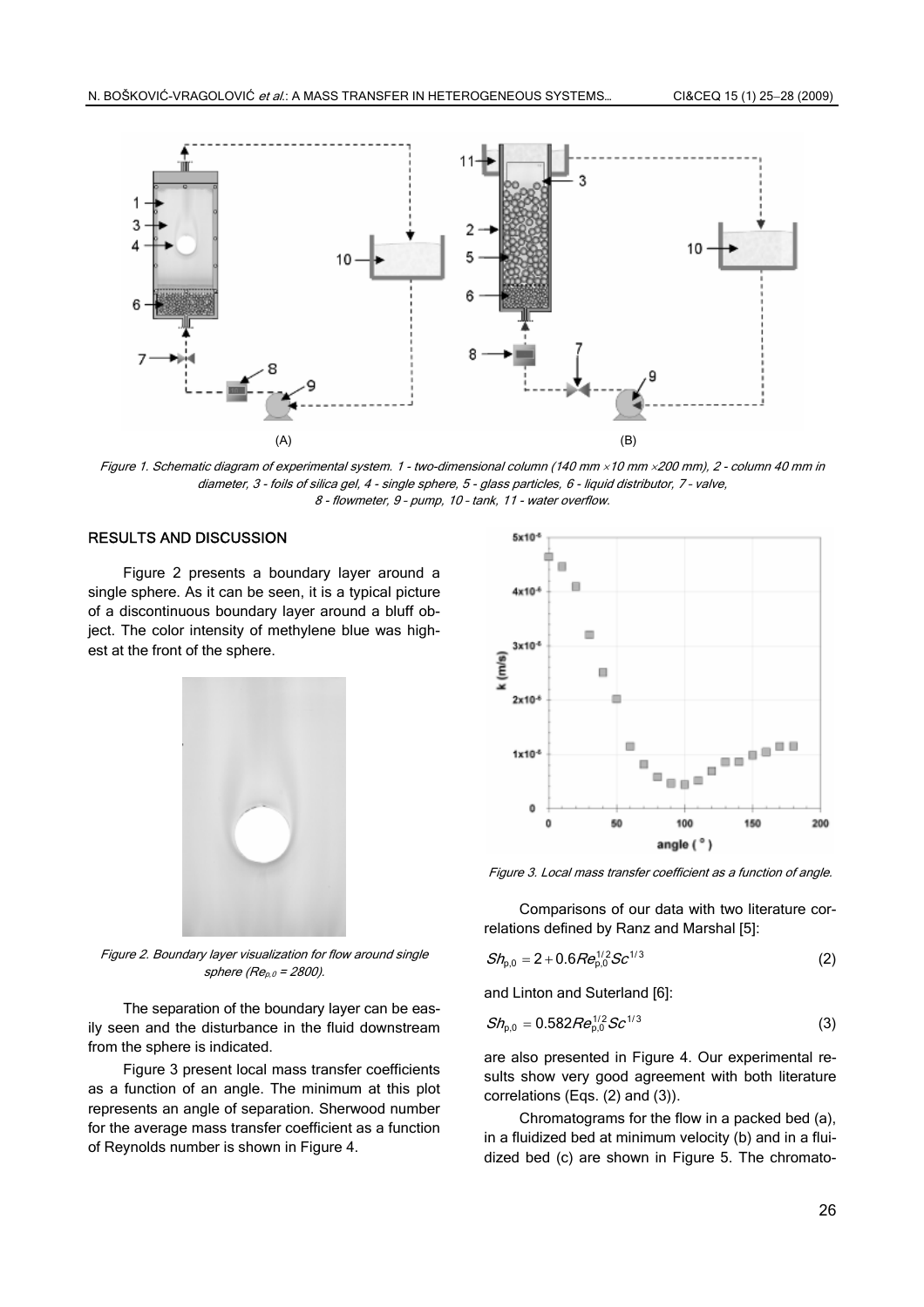Figure 1. Schematic diagram of experimental system. 1 - two-dimensional column (140 mm ×10 mm ×200 mm), 2 - column 40 mm in diameter, 3 - foils of silica gel, 4 - single sphere, 5 - glass particles, 6 - liquid distributor, 7 - valve, 8 - flowmeter, 9 - pump, 10 - tank, 11 - water overflow.

## RESULTS AND DISCUSSION

Figure 2 presents a boundary layer around a single sphere. As it can be seen, it is a typical picture of a discontinuous boundary layer around a bluff object. The color intensity of methylene blue was highest at the front of the sphere.

Figure 2. Boundary layer visualization for flow around single sphere ($Re_{p,0} = 2800$).

The separation of the boundary layer can be easily seen and the disturbance in the fluid downstream from the sphere is indicated.

Figure 3 present local mass transfer coefficients as a function of an angle. The minimum at this plot represents an angle of separation. Sherwood number for the average mass transfer coefficient as a function of Reynolds number is shown in Figure 4.

Figure 3. Local mass transfer coefficient as a function of angle.

Comparisons of our data with two literature correlations defined by Ranz and Marshal [5]:

$$Sh_{p,0} = 2 + 0.6 Re_{p,0}^{1/2} Sc^{1/3} \tag{2}$$

and Linton and Suterland [6]:

$$Sh_{p,0} = 0.582 Re_{p,0}^{1/2} Sc^{1/3} \tag{3}$$

are also presented in Figure 4. Our experimental results show very good agreement with both literature correlations (Eqs. (2) and (3)).

Chromatograms for the flow in a packed bed (a), in a fluidized bed at minimum velocity (b) and in a fluidized bed (c) are shown in Figure 5. The chromato-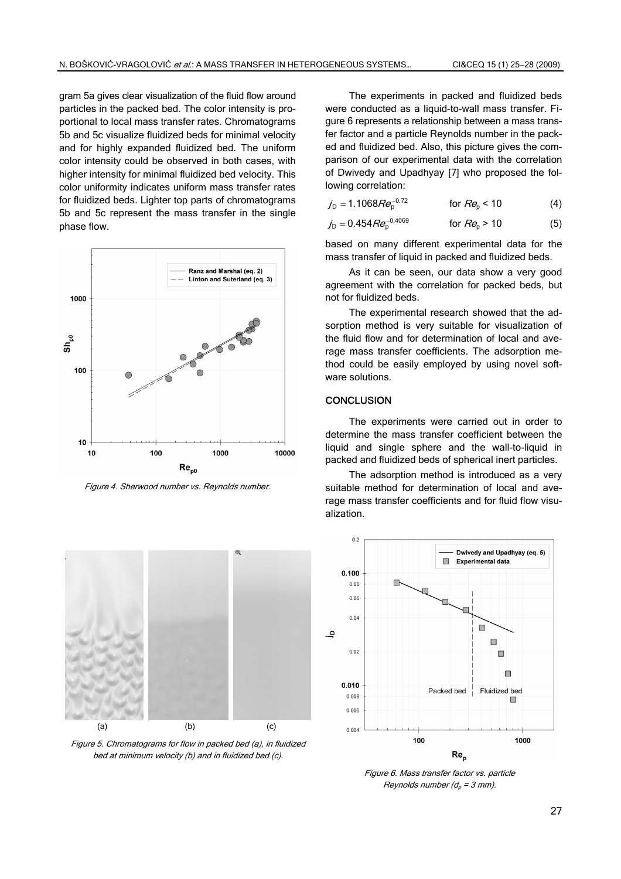gram 5a gives clear visualization of the fluid flow around particles in the packed bed. The color intensity is proportional to local mass transfer rates. Chromatograms 5b and 5c visualize fluidized beds for minimal velocity and for highly expanded fluidized bed. The uniform color intensity could be observed in both cases, with higher intensity for minimal fluidized bed velocity. This color uniformity indicates uniform mass transfer rates for fluidized beds. Lighter top parts of chromatograms 5b and 5c represent the mass transfer in the single phase flow.

Figure 4. Sherwood number vs. Reynolds number.

Figure 5. Chromatograms for flow in packed bed (a), in fluidized bed at minimum velocity (b) and in fluidized bed (c).

The experiments in packed and fluidized beds were conducted as a liquid-to-wall mass transfer. Figure 6 represents a relationship between a mass transfer factor and a particle Reynolds number in the packed and fluidized bed. Also, this picture gives the comparison of our experimental data with the correlation of Dwivedy and Upadhyay [7] who proposed the following correlation:

$$j_D = 1.1068 Re_p^{-0.72} \quad \text{for } Re_p < 10 \tag{4}$$

$$j_D = 0.454 Re_p^{-0.4069} \quad \text{for } Re_p > 10 \tag{5}$$

based on many different experimental data for the mass transfer of liquid in packed and fluidized beds.

As it can be seen, our data show a very good agreement with the correlation for packed beds, but not for fluidized beds.

The experimental research showed that the adsorption method is very suitable for visualization of the fluid flow and for determination of local and average mass transfer coefficients. The adsorption method could be easily employed by using novel software solutions.

## CONCLUSION

The experiments were carried out in order to determine the mass transfer coefficient between the liquid and single sphere and the wall-to-liquid in packed and fluidized beds of spherical inert particles.

The adsorption method is introduced as a very suitable method for determination of local and average mass transfer coefficients and for fluid flow visualization.

Figure 6. Mass transfer factor vs. particle Reynolds number ($d_p$ = 3 mm).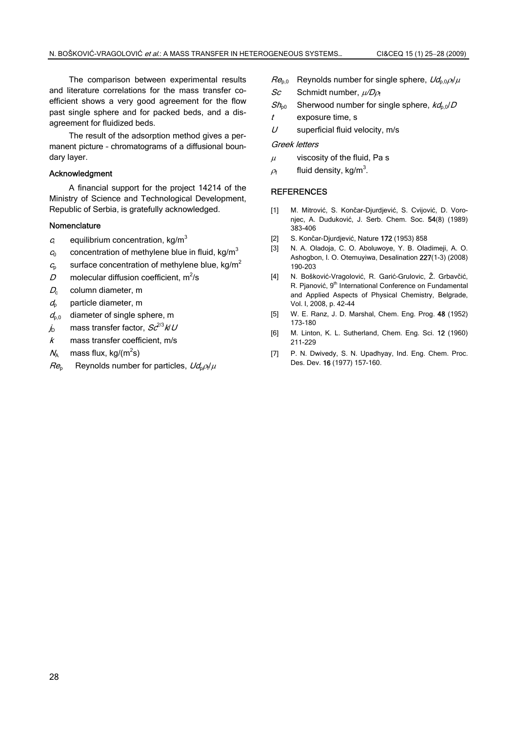The comparison between experimental results and literature correlations for the mass transfer coefficient shows a very good agreement for the flow past single sphere and for packed beds, and a disagreement for fluidized beds.

The result of the adsorption method gives a permanent picture – chromatograms of a diffusional boundary layer.

### Acknowledgment

A financial support for the project 14214 of the Ministry of Science and Technological Development, Republic of Serbia, is gratefully acknowledged.

### Nomenclature

- $c_i$ equilibrium concentration, kg/m$^3$
- $c_0$ concentration of methylene blue in fluid, kg/m$^3$
- $c_p$ surface concentration of methylene blue, kg/m$^2$
- $D$ molecular diffusion coefficient, m$^2$/s
- $D_c$ column diameter, m
- $d_p$ particle diameter, m
- $d_{p,0}$ diameter of single sphere, m
- $j_D$ mass transfer factor, $Sc^{2/3}k/U$
- $k$ mass transfer coefficient, m/s
- $N_A$ mass flux, kg/(m$^2$s)
- $Re_p$ Reynolds number for particles, $Ud_p\rho_f/\mu$
- $Re_{p,0}$ Reynolds number for single sphere, $Ud_{p,0}\rho_f/\mu$
- $Sc$ Schmidt number, $\mu/D\rho_f$
- $Sh_{p0}$ Sherwood number for single sphere, $kd_{p,0}/D$
- $t$ exposure time, s
- $U$ superficial fluid velocity, m/s

*Greek letters*

- $\mu$ viscosity of the fluid, Pa s
- $\rho_f$ fluid density, kg/m$^3$.

## REFERENCES

[1] M. Mitrović, S. Končar-Djurdjević, S. Cvijović, D. Voronjec, A. Duduković, J. Serb. Chem. Soc. **54**(8) (1989) 383-406

[2] S. Končar-Djurdjević, Nature **172** (1953) 858

[3] N. A. Oladoja, C. O. Aboluwoye, Y. B. Oladimeji, A. O. Ashogbon, I. O. Otemuyiwa, Desalination **227**(1-3) (2008) 190-203

[4] N. Bošković-Vragolović, R. Garić-Grulovic, Ž. Grbavčić, R. Pjanović, 9th International Conference on Fundamental and Applied Aspects of Physical Chemistry, Belgrade, Vol. I, 2008, p. 42-44

[5] W. E. Ranz, J. D. Marshal, Chem. Eng. Prog. **48** (1952) 173-180

[6] M. Linton, K. L. Sutherland, Chem. Eng. Sci. **12** (1960) 211-229

[7] P. N. Dwivedy, S. N. Upadhyay, Ind. Eng. Chem. Proc. Des. Dev. **16** (1977) 157-160.